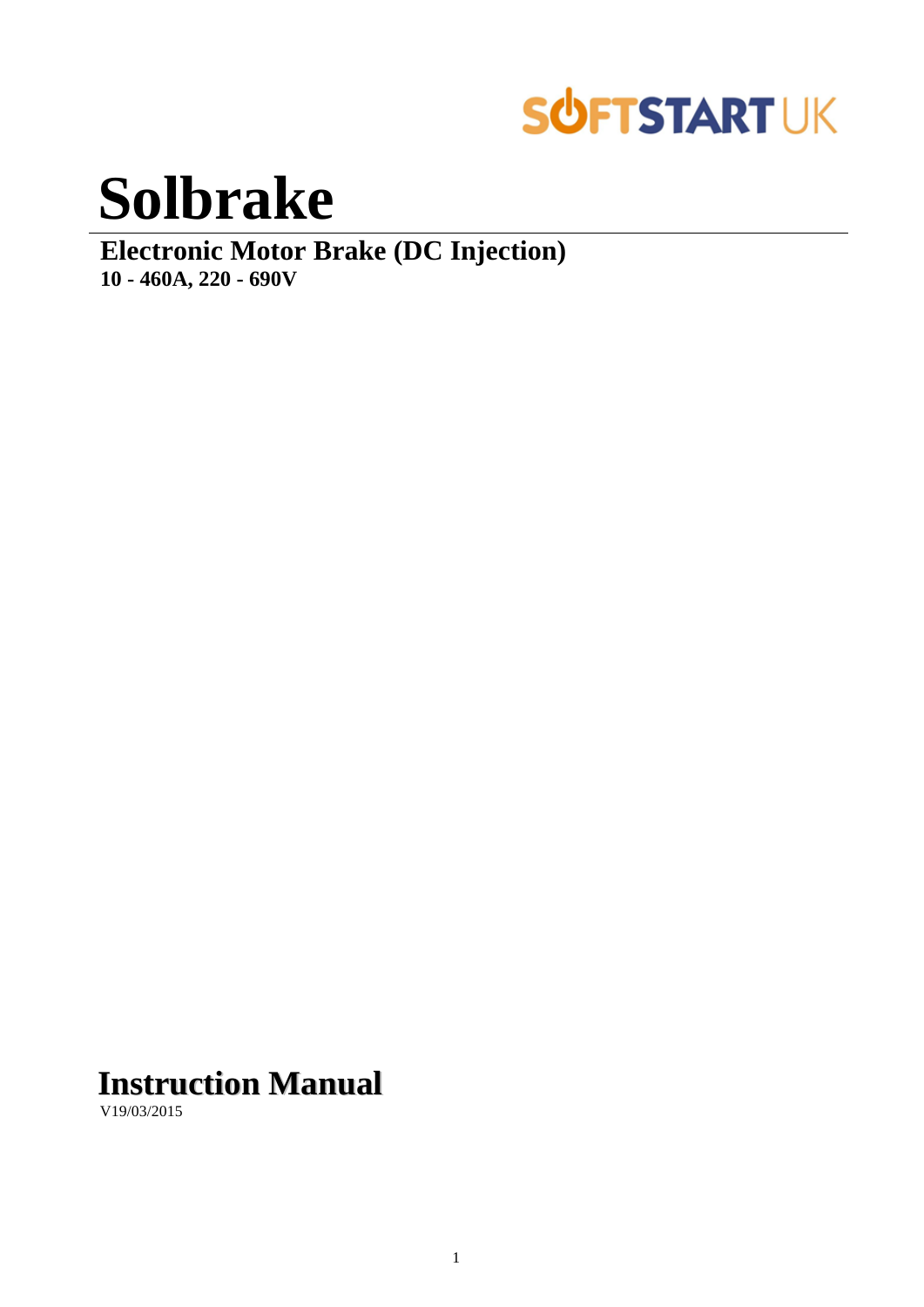SOFTSTART UK

# Solbrake

**Electronic Motor Brake (DC Injection)**
**10 - 460A, 220 - 690V**

## Instruction Manual

V19/03/2015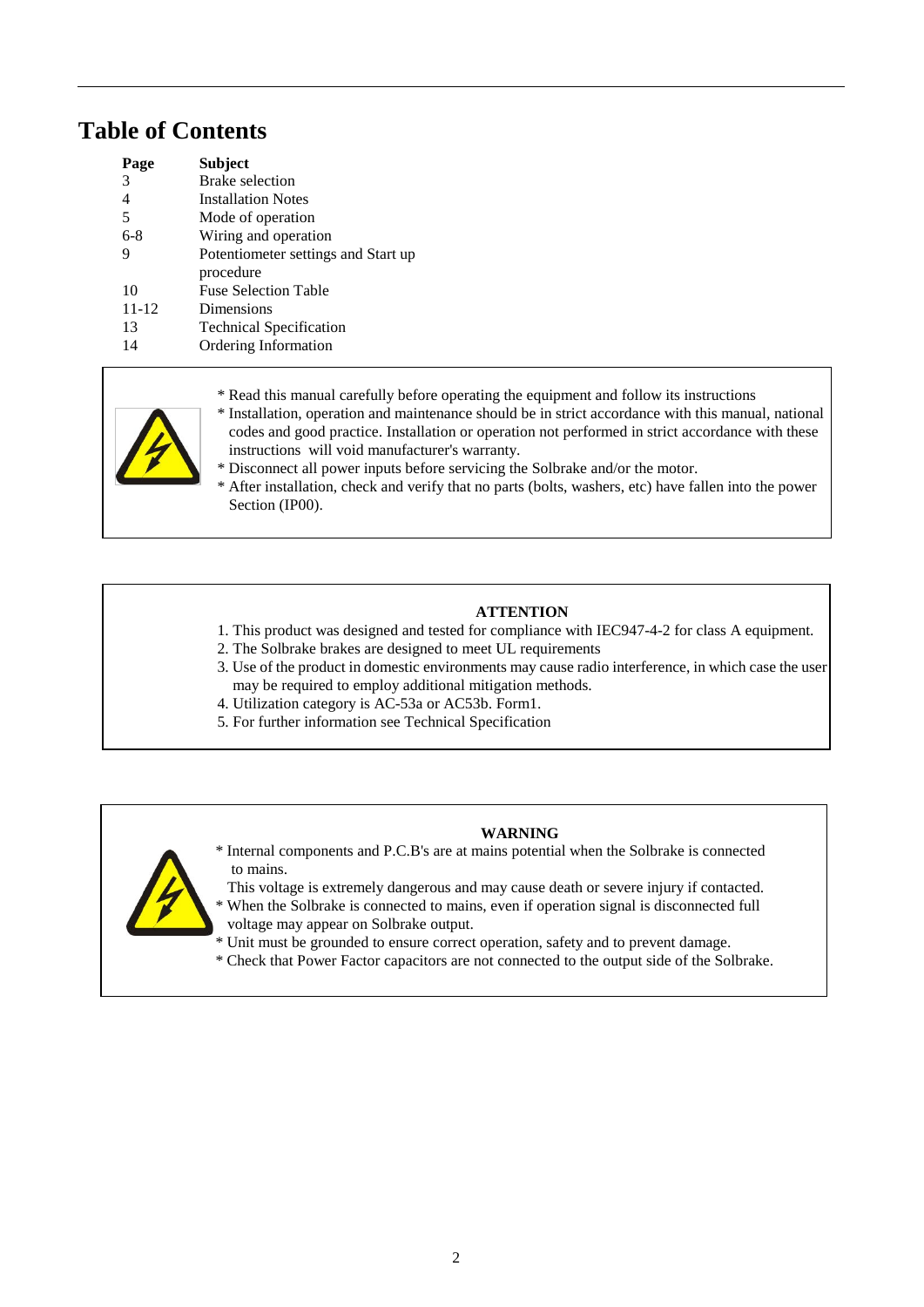# Table of Contents

| Page | Subject |
|---|---|
| 3 | Brake selection |
| 4 | Installation Notes |
| 5 | Mode of operation |
| 6-8 | Wiring and operation |
| 9 | Potentiometer settings and Start up procedure |
| 10 | Fuse Selection Table |
| 11-12 | Dimensions |
| 13 | Technical Specification |
| 14 | Ordering Information |

* Read this manual carefully before operating the equipment and follow its instructions
* Installation, operation and maintenance should be in strict accordance with this manual, national codes and good practice. Installation or operation not performed in strict accordance with these instructions will void manufacturer's warranty.
* Disconnect all power inputs before servicing the Solbrake and/or the motor.
* After installation, check and verify that no parts (bolts, washers, etc) have fallen into the power Section (IP00).

**ATTENTION**

1. This product was designed and tested for compliance with IEC947-4-2 for class A equipment.
2. The Solbrake brakes are designed to meet UL requirements
3. Use of the product in domestic environments may cause radio interference, in which case the user may be required to employ additional mitigation methods.
4. Utilization category is AC-53a or AC53b. Form1.
5. For further information see Technical Specification

**WARNING**

* Internal components and P.C.B's are at mains potential when the Solbrake is connected to mains.
  This voltage is extremely dangerous and may cause death or severe injury if contacted.
* When the Solbrake is connected to mains, even if operation signal is disconnected full voltage may appear on Solbrake output.
* Unit must be grounded to ensure correct operation, safety and to prevent damage.
* Check that Power Factor capacitors are not connected to the output side of the Solbrake.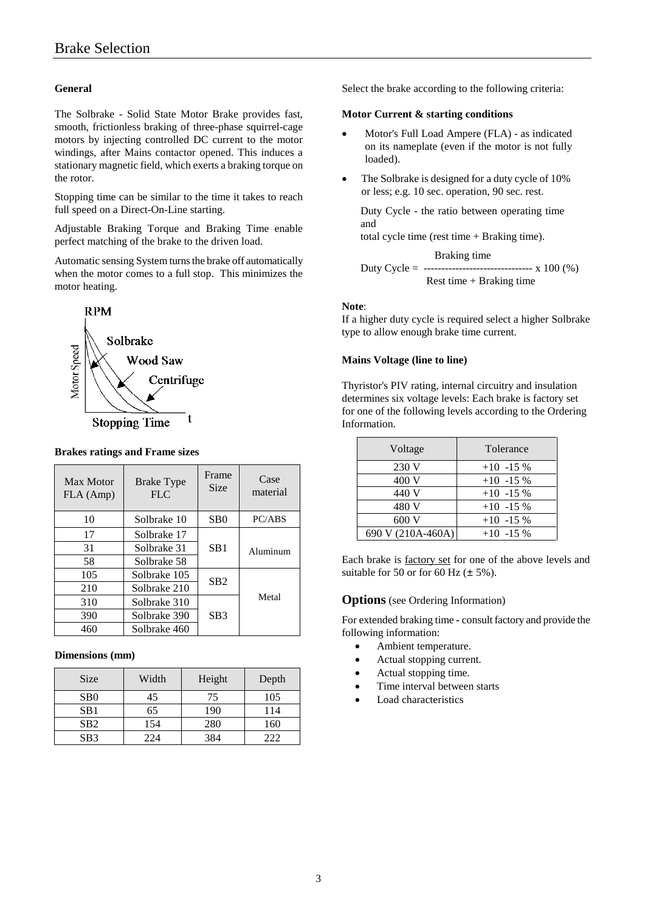# Brake Selection

### General

The Solbrake - Solid State Motor Brake provides fast, smooth, frictionless braking of three-phase squirrel-cage motors by injecting controlled DC current to the motor windings, after Mains contactor opened. This induces a stationary magnetic field, which exerts a braking torque on the rotor.

Stopping time can be similar to the time it takes to reach full speed on a Direct-On-Line starting.

Adjustable Braking Torque and Braking Time enable perfect matching of the brake to the driven load.

Automatic sensing System turns the brake off automatically when the motor comes to a full stop. This minimizes the motor heating.

RPM

Motor Speed

Solbrake

Wood Saw

Centrifuge

Stopping Time t

### Brakes ratings and Frame sizes

| Max Motor FLA (Amp) | Brake Type FLC | Frame Size | Case material |
|---|---|---|---|
| 10 | Solbrake 10 | SB0 | PC/ABS |
| 17 | Solbrake 17 | SB1 | Aluminum |
| 31 | Solbrake 31 | | |
| 58 | Solbrake 58 | | |
| 105 | Solbrake 105 | SB2 | Metal |
| 210 | Solbrake 210 | | |
| 310 | Solbrake 310 | SB3 | |
| 390 | Solbrake 390 | | |
| 460 | Solbrake 460 | | |

### Dimensions (mm)

| Size | Width | Height | Depth |
|---|---|---|---|
| SB0 | 45 | 75 | 105 |
| SB1 | 65 | 190 | 114 |
| SB2 | 154 | 280 | 160 |
| SB3 | 224 | 384 | 222 |

Select the brake according to the following criteria:

### Motor Current & starting conditions

- Motor's Full Load Ampere (FLA) - as indicated on its nameplate (even if the motor is not fully loaded).
- The Solbrake is designed for a duty cycle of 10% or less; e.g. 10 sec. operation, 90 sec. rest.

  Duty Cycle - the ratio between operating time and total cycle time (rest time + Braking time).

$$\text{Duty Cycle} = \frac{\text{Braking time}}{\text{Rest time} + \text{Braking time}} \times 100\ (\%)$$

**Note**:
If a higher duty cycle is required select a higher Solbrake type to allow enough brake time current.

### Mains Voltage (line to line)

Thyristor's PIV rating, internal circuitry and insulation determines six voltage levels: Each brake is factory set for one of the following levels according to the Ordering Information.

| Voltage | Tolerance |
|---|---|
| 230 V | +10 -15 % |
| 400 V | +10 -15 % |
| 440 V | +10 -15 % |
| 480 V | +10 -15 % |
| 600 V | +10 -15 % |
| 690 V (210A-460A) | +10 -15 % |

Each brake is factory set for one of the above levels and suitable for 50 or for 60 Hz (± 5%).

## Options (see Ordering Information)

For extended braking time - consult factory and provide the following information:

- Ambient temperature.
- Actual stopping current.
- Actual stopping time.
- Time interval between starts
- Load characteristics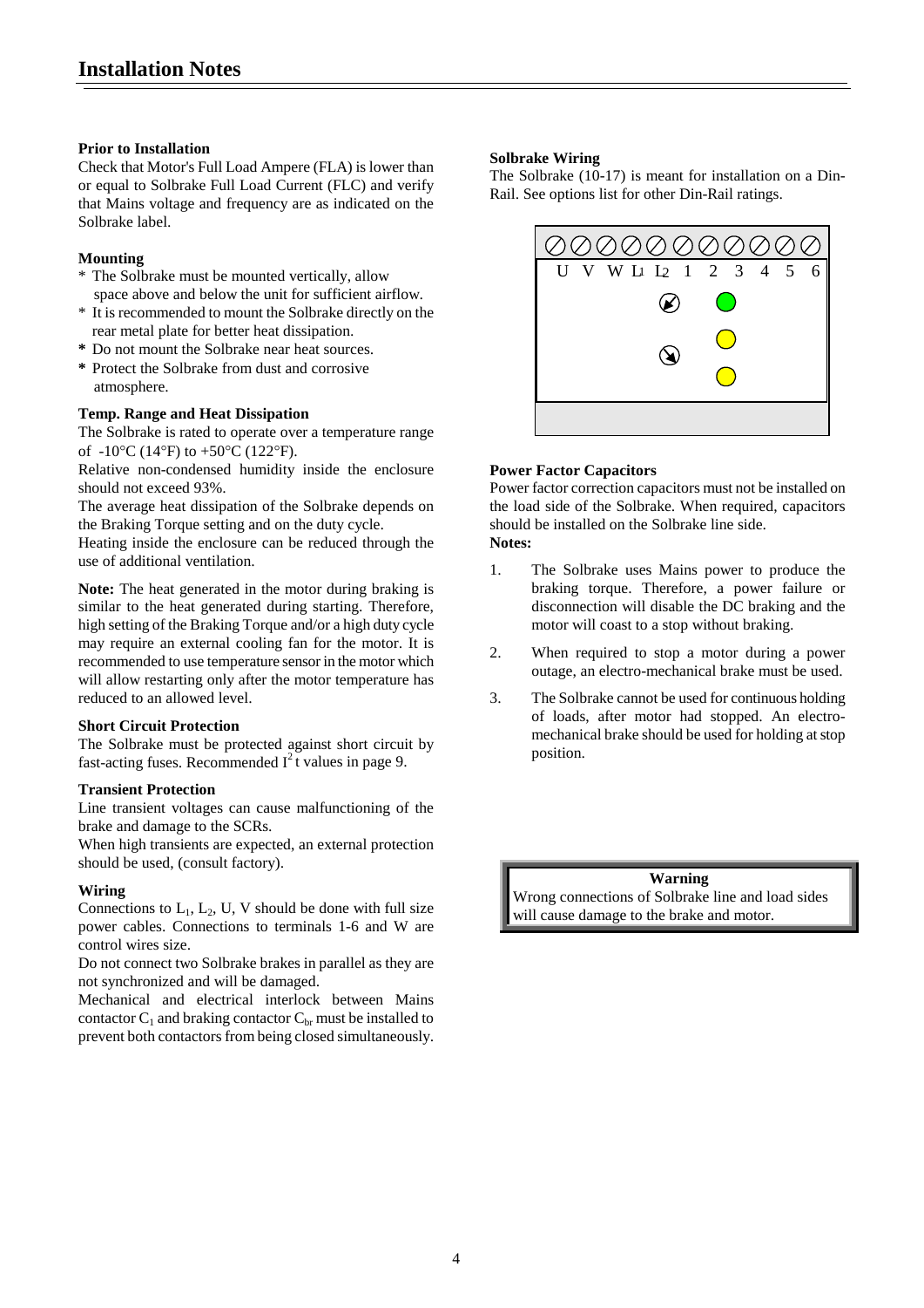# Installation Notes

### Prior to Installation

Check that Motor's Full Load Ampere (FLA) is lower than or equal to Solbrake Full Load Current (FLC) and verify that Mains voltage and frequency are as indicated on the Solbrake label.

### Mounting

* The Solbrake must be mounted vertically, allow space above and below the unit for sufficient airflow.
* It is recommended to mount the Solbrake directly on the rear metal plate for better heat dissipation.
* Do not mount the Solbrake near heat sources.
* Protect the Solbrake from dust and corrosive atmosphere.

### Temp. Range and Heat Dissipation

The Solbrake is rated to operate over a temperature range of -10°C (14°F) to +50°C (122°F).

Relative non-condensed humidity inside the enclosure should not exceed 93%.

The average heat dissipation of the Solbrake depends on the Braking Torque setting and on the duty cycle.

Heating inside the enclosure can be reduced through the use of additional ventilation.

**Note:** The heat generated in the motor during braking is similar to the heat generated during starting. Therefore, high setting of the Braking Torque and/or a high duty cycle may require an external cooling fan for the motor. It is recommended to use temperature sensor in the motor which will allow restarting only after the motor temperature has reduced to an allowed level.

### Short Circuit Protection

The Solbrake must be protected against short circuit by fast-acting fuses. Recommended $I^2t$ values in page 9.

### Transient Protection

Line transient voltages can cause malfunctioning of the brake and damage to the SCRs.

When high transients are expected, an external protection should be used, (consult factory).

### Wiring

Connections to $L_1$, $L_2$, U, V should be done with full size power cables. Connections to terminals 1-6 and W are control wires size.

Do not connect two Solbrake brakes in parallel as they are not synchronized and will be damaged.

Mechanical and electrical interlock between Mains contactor $C_1$ and braking contactor $C_{br}$ must be installed to prevent both contactors from being closed simultaneously.

### Solbrake Wiring

The Solbrake (10-17) is meant for installation on a Din-Rail. See options list for other Din-Rail ratings.

U V W L1 L2 1 2 3 4 5 6

### Power Factor Capacitors

Power factor correction capacitors must not be installed on the load side of the Solbrake. When required, capacitors should be installed on the Solbrake line side.

**Notes:**

1. The Solbrake uses Mains power to produce the braking torque. Therefore, a power failure or disconnection will disable the DC braking and the motor will coast to a stop without braking.
2. When required to stop a motor during a power outage, an electro-mechanical brake must be used.
3. The Solbrake cannot be used for continuous holding of loads, after motor had stopped. An electro-mechanical brake should be used for holding at stop position.

**Warning**

Wrong connections of Solbrake line and load sides will cause damage to the brake and motor.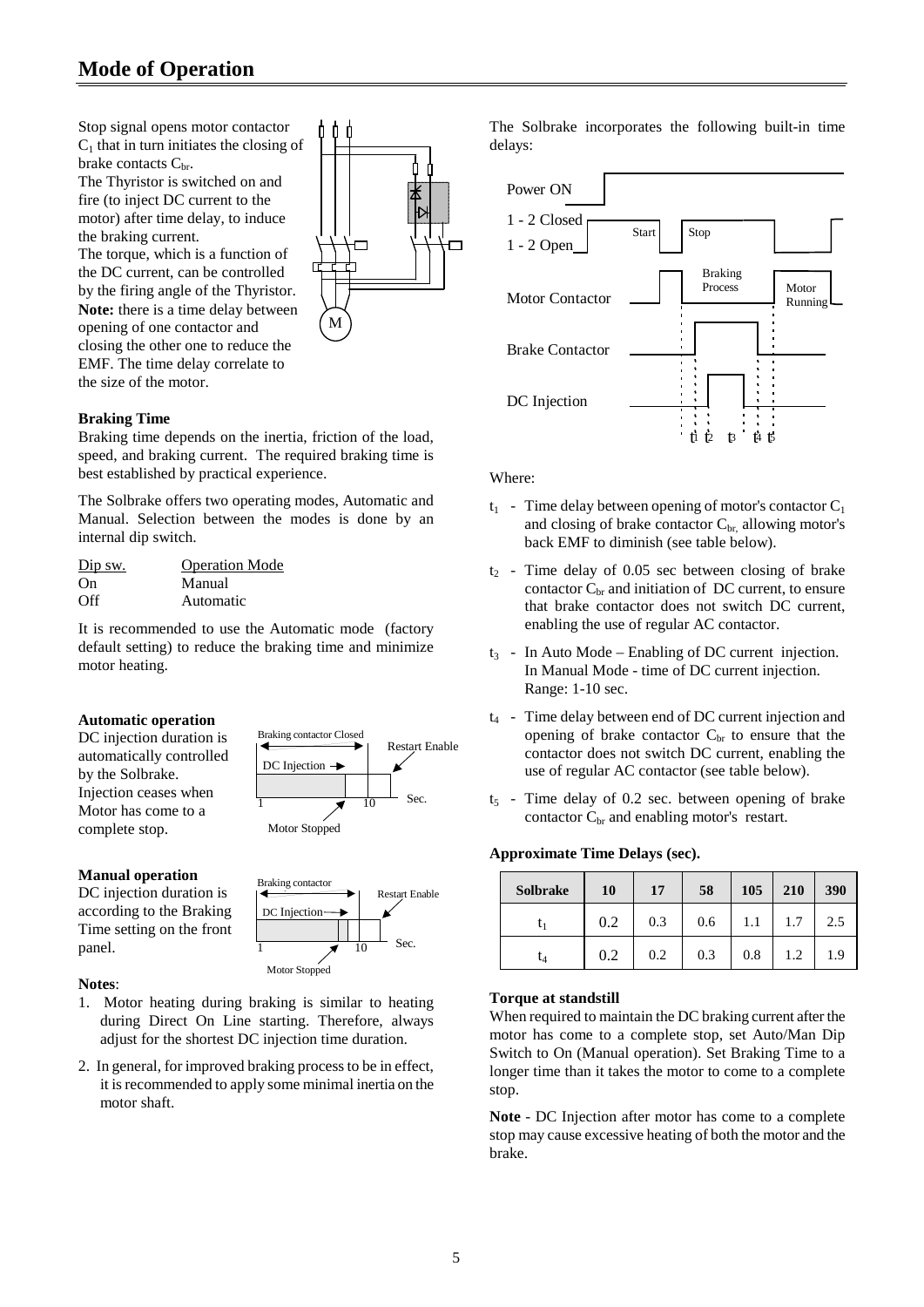# Mode of Operation

Stop signal opens motor contactor $C_1$ that in turn initiates the closing of brake contacts $C_{br}$.

The Thyristor is switched on and fire (to inject DC current to the motor) after time delay, to induce the braking current.

The torque, which is a function of the DC current, can be controlled by the firing angle of the Thyristor.

**Note:** there is a time delay between opening of one contactor and closing the other one to reduce the EMF. The time delay correlate to the size of the motor.

### Braking Time

Braking time depends on the inertia, friction of the load, speed, and braking current. The required braking time is best established by practical experience.

The Solbrake offers two operating modes, Automatic and Manual. Selection between the modes is done by an internal dip switch.

| Dip sw. | Operation Mode |
|---|---|
| On | Manual |
| Off | Automatic |

It is recommended to use the Automatic mode (factory default setting) to reduce the braking time and minimize motor heating.

### Automatic operation

DC injection duration is automatically controlled by the Solbrake. Injection ceases when Motor has come to a complete stop.

### Manual operation

DC injection duration is according to the Braking Time setting on the front panel.

**Notes**:

1. Motor heating during braking is similar to heating during Direct On Line starting. Therefore, always adjust for the shortest DC injection time duration.
2. In general, for improved braking process to be in effect, it is recommended to apply some minimal inertia on the motor shaft.

The Solbrake incorporates the following built-in time delays:

Where:

- $t_1$ - Time delay between opening of motor's contactor $C_1$ and closing of brake contactor $C_{br}$, allowing motor's back EMF to diminish (see table below).
- $t_2$ - Time delay of 0.05 sec between closing of brake contactor $C_{br}$ and initiation of DC current, to ensure that brake contactor does not switch DC current, enabling the use of regular AC contactor.
- $t_3$ - In Auto Mode – Enabling of DC current injection. In Manual Mode - time of DC current injection. Range: 1-10 sec.
- $t_4$ - Time delay between end of DC current injection and opening of brake contactor $C_{br}$ to ensure that the contactor does not switch DC current, enabling the use of regular AC contactor (see table below).
- $t_5$ - Time delay of 0.2 sec. between opening of brake contactor $C_{br}$ and enabling motor's restart.

**Approximate Time Delays (sec).**

| Solbrake | 10 | 17 | 58 | 105 | 210 | 390 |
|---|---|---|---|---|---|---|
| $t_1$ | 0.2 | 0.3 | 0.6 | 1.1 | 1.7 | 2.5 |
| $t_4$ | 0.2 | 0.2 | 0.3 | 0.8 | 1.2 | 1.9 |

**Torque at standstill**

When required to maintain the DC braking current after the motor has come to a complete stop, set Auto/Man Dip Switch to On (Manual operation). Set Braking Time to a longer time than it takes the motor to come to a complete stop.

**Note** - DC Injection after motor has come to a complete stop may cause excessive heating of both the motor and the brake.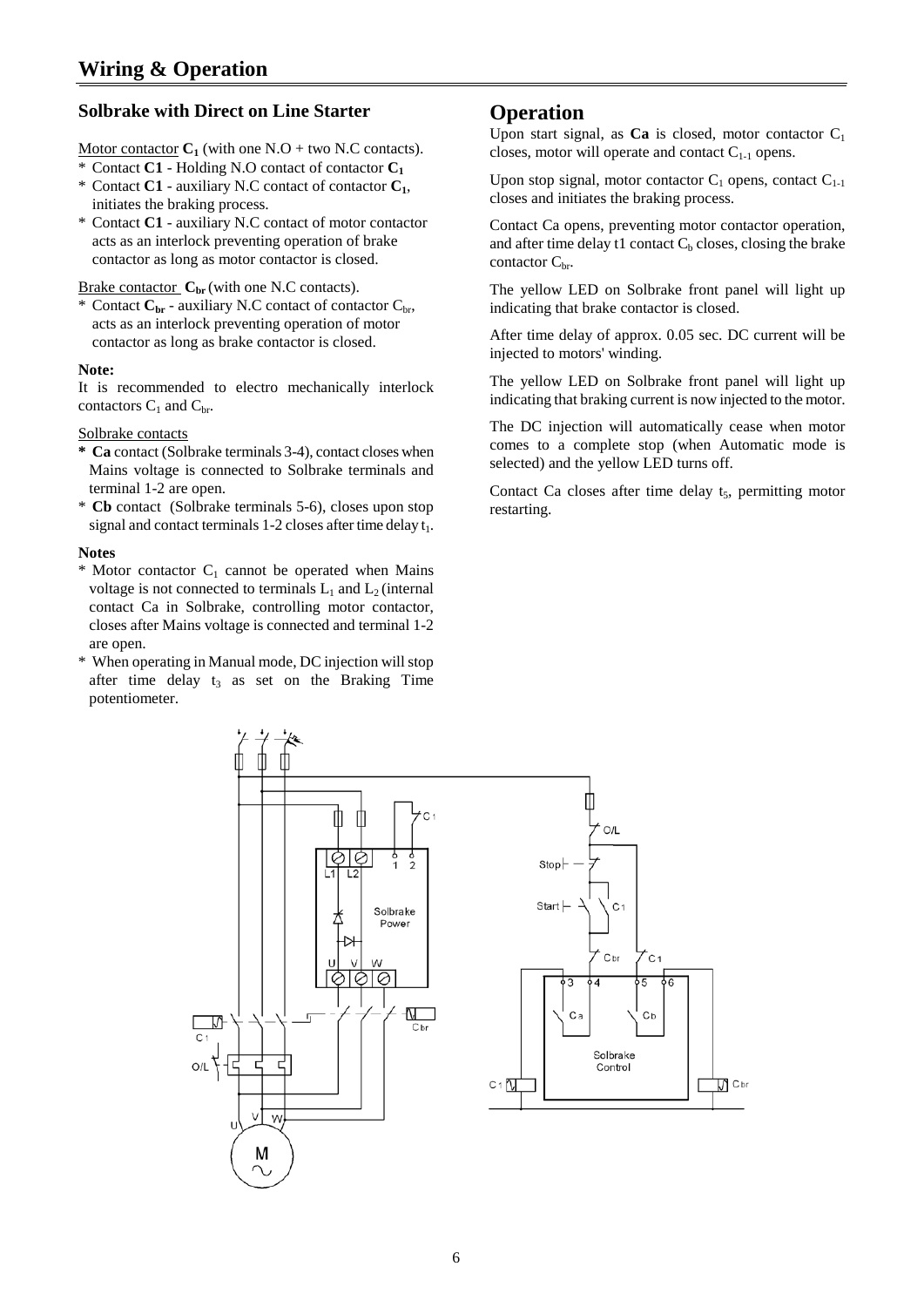# Wiring & Operation

### Solbrake with Direct on Line Starter

Motor contactor **$C_1$** (with one N.O + two N.C contacts).

- Contact **C1** - Holding N.O contact of contactor **$C_1$**
- Contact **C1** - auxiliary N.C contact of contactor **$C_1$**, initiates the braking process.
- Contact **C1** - auxiliary N.C contact of motor contactor acts as an interlock preventing operation of brake contactor as long as motor contactor is closed.

Brake contactor **$C_{br}$** (with one N.C contacts).

- Contact **$C_{br}$** - auxiliary N.C contact of contactor $C_{br}$, acts as an interlock preventing operation of motor contactor as long as brake contactor is closed.

**Note:**

It is recommended to electro mechanically interlock contactors $C_1$ and $C_{br}$.

Solbrake contacts

- **Ca** contact (Solbrake terminals 3-4), contact closes when Mains voltage is connected to Solbrake terminals and terminal 1-2 are open.
- **Cb** contact (Solbrake terminals 5-6), closes upon stop signal and contact terminals 1-2 closes after time delay $t_1$.

**Notes**

- Motor contactor $C_1$ cannot be operated when Mains voltage is not connected to terminals $L_1$ and $L_2$ (internal contact Ca in Solbrake, controlling motor contactor, closes after Mains voltage is connected and terminal 1-2 are open.
- When operating in Manual mode, DC injection will stop after time delay $t_3$ as set on the Braking Time potentiometer.

## Operation

Upon start signal, as **Ca** is closed, motor contactor $C_1$ closes, motor will operate and contact $C_{1-1}$ opens.

Upon stop signal, motor contactor $C_1$ opens, contact $C_{1-1}$ closes and initiates the braking process.

Contact Ca opens, preventing motor contactor operation, and after time delay t1 contact $C_b$ closes, closing the brake contactor $C_{br}$.

The yellow LED on Solbrake front panel will light up indicating that brake contactor is closed.

After time delay of approx. 0.05 sec. DC current will be injected to motors' winding.

The yellow LED on Solbrake front panel will light up indicating that braking current is now injected to the motor.

The DC injection will automatically cease when motor comes to a complete stop (when Automatic mode is selected) and the yellow LED turns off.

Contact Ca closes after time delay $t_5$, permitting motor restarting.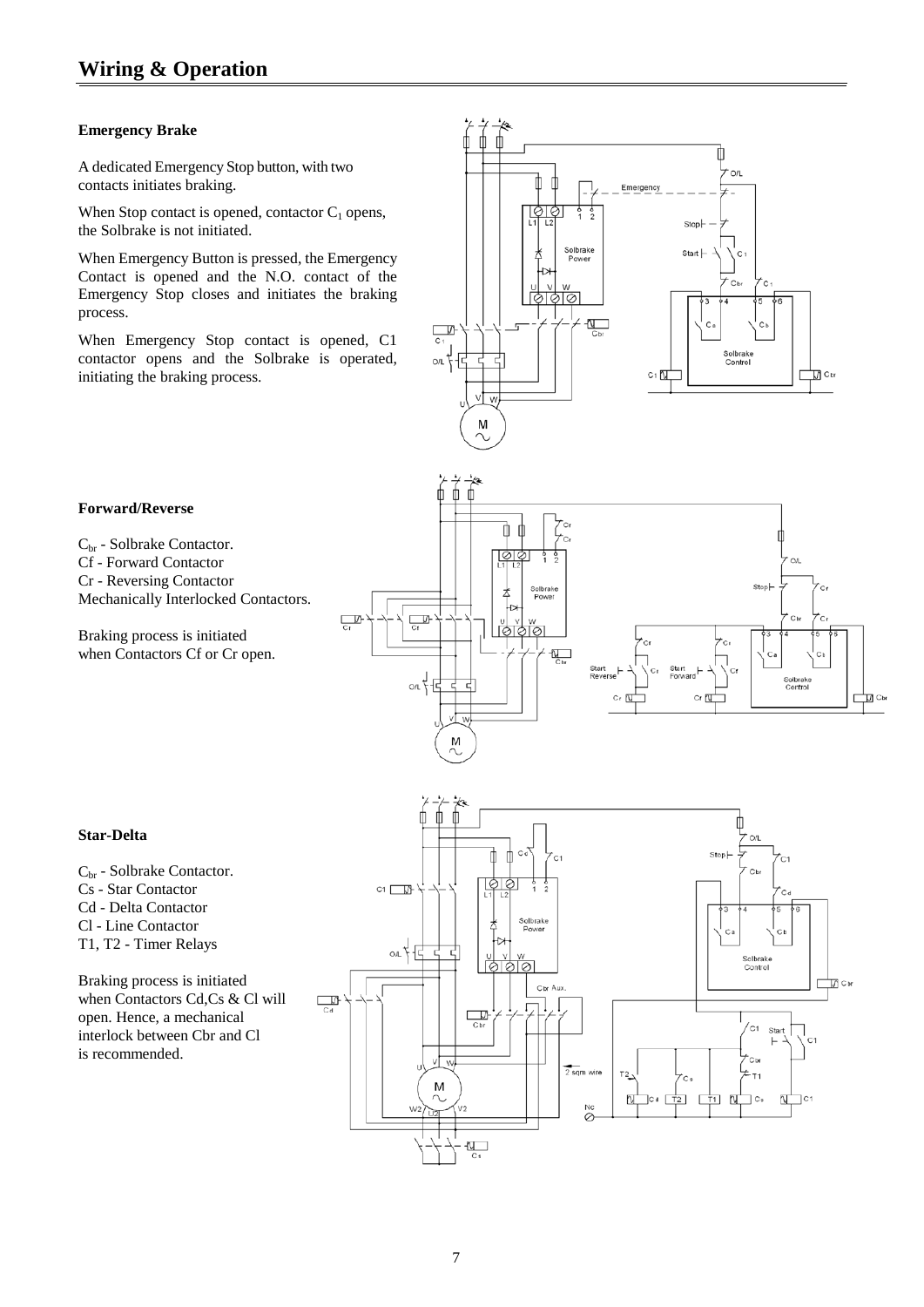# Wiring & Operation

### Emergency Brake

A dedicated Emergency Stop button, with two contacts initiates braking.

When Stop contact is opened, contactor $C_1$ opens, the Solbrake is not initiated.

When Emergency Button is pressed, the Emergency Contact is opened and the N.O. contact of the Emergency Stop closes and initiates the braking process.

When Emergency Stop contact is opened, C1 contactor opens and the Solbrake is operated, initiating the braking process.

### Forward/Reverse

$C_{br}$ - Solbrake Contactor.
Cf - Forward Contactor
Cr - Reversing Contactor
Mechanically Interlocked Contactors.

Braking process is initiated when Contactors Cf or Cr open.

### Star-Delta

$C_{br}$ - Solbrake Contactor.
Cs - Star Contactor
Cd - Delta Contactor
Cl - Line Contactor
T1, T2 - Timer Relays

Braking process is initiated when Contactors Cd,Cs & Cl will open. Hence, a mechanical interlock between Cbr and Cl is recommended.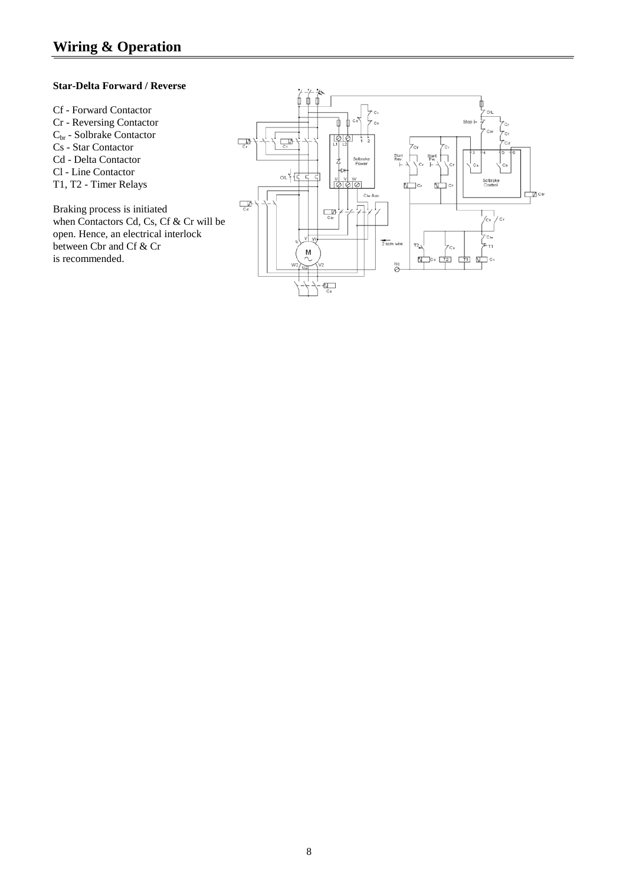# Wiring & Operation

**Star-Delta Forward / Reverse**

Cf - Forward Contactor
Cr - Reversing Contactor
$C_{br}$ - Solbrake Contactor
Cs - Star Contactor
Cd - Delta Contactor
Cl - Line Contactor
T1, T2 - Timer Relays

Braking process is initiated when Contactors Cd, Cs, Cf & Cr will be open. Hence, an electrical interlock between Cbr and Cf & Cr is recommended.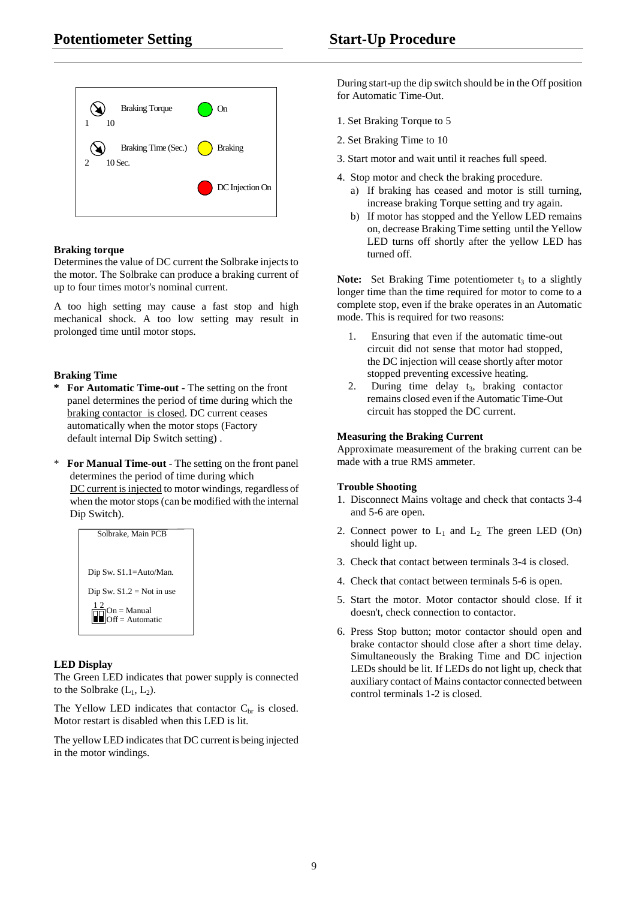## Potentiometer Setting

Braking Torque — 1 … 10 — On

Braking Time (Sec.) — 2 … 10 Sec. — Braking

DC Injection On

**Braking torque**
Determines the value of DC current the Solbrake injects to the motor. The Solbrake can produce a braking current of up to four times motor's nominal current.

A too high setting may cause a fast stop and high mechanical shock. A too low setting may result in prolonged time until motor stops.

**Braking Time**

- **For Automatic Time-out** - The setting on the front panel determines the period of time during which the braking contactor is closed. DC current ceases automatically when the motor stops (Factory default internal Dip Switch setting) .
- **For Manual Time-out** - The setting on the front panel determines the period of time during which DC current is injected to motor windings, regardless of when the motor stops (can be modified with the internal Dip Switch).

Solbrake, Main PCB

Dip Sw. S1.1=Auto/Man.

Dip Sw. S1.2 = Not in use

1 2
On = Manual
Off = Automatic

**LED Display**
The Green LED indicates that power supply is connected to the Solbrake ($L_1$, $L_2$).

The Yellow LED indicates that contactor $C_{br}$ is closed. Motor restart is disabled when this LED is lit.

The yellow LED indicates that DC current is being injected in the motor windings.

## Start-Up Procedure

During start-up the dip switch should be in the Off position for Automatic Time-Out.

1. Set Braking Torque to 5
2. Set Braking Time to 10
3. Start motor and wait until it reaches full speed.
4. Stop motor and check the braking procedure.
   a) If braking has ceased and motor is still turning, increase braking Torque setting and try again.
   b) If motor has stopped and the Yellow LED remains on, decrease Braking Time setting until the Yellow LED turns off shortly after the yellow LED has turned off.

**Note:** Set Braking Time potentiometer $t_3$ to a slightly longer time than the time required for motor to come to a complete stop, even if the brake operates in an Automatic mode. This is required for two reasons:

1. Ensuring that even if the automatic time-out circuit did not sense that motor had stopped, the DC injection will cease shortly after motor stopped preventing excessive heating.
2. During time delay $t_3$, braking contactor remains closed even if the Automatic Time-Out circuit has stopped the DC current.

**Measuring the Braking Current**
Approximate measurement of the braking current can be made with a true RMS ammeter.

**Trouble Shooting**

1. Disconnect Mains voltage and check that contacts 3-4 and 5-6 are open.
2. Connect power to $L_1$ and $L_2$. The green LED (On) should light up.
3. Check that contact between terminals 3-4 is closed.
4. Check that contact between terminals 5-6 is open.
5. Start the motor. Motor contactor should close. If it doesn't, check connection to contactor.
6. Press Stop button; motor contactor should open and brake contactor should close after a short time delay. Simultaneously the Braking Time and DC injection LEDs should be lit. If LEDs do not light up, check that auxiliary contact of Mains contactor connected between control terminals 1-2 is closed.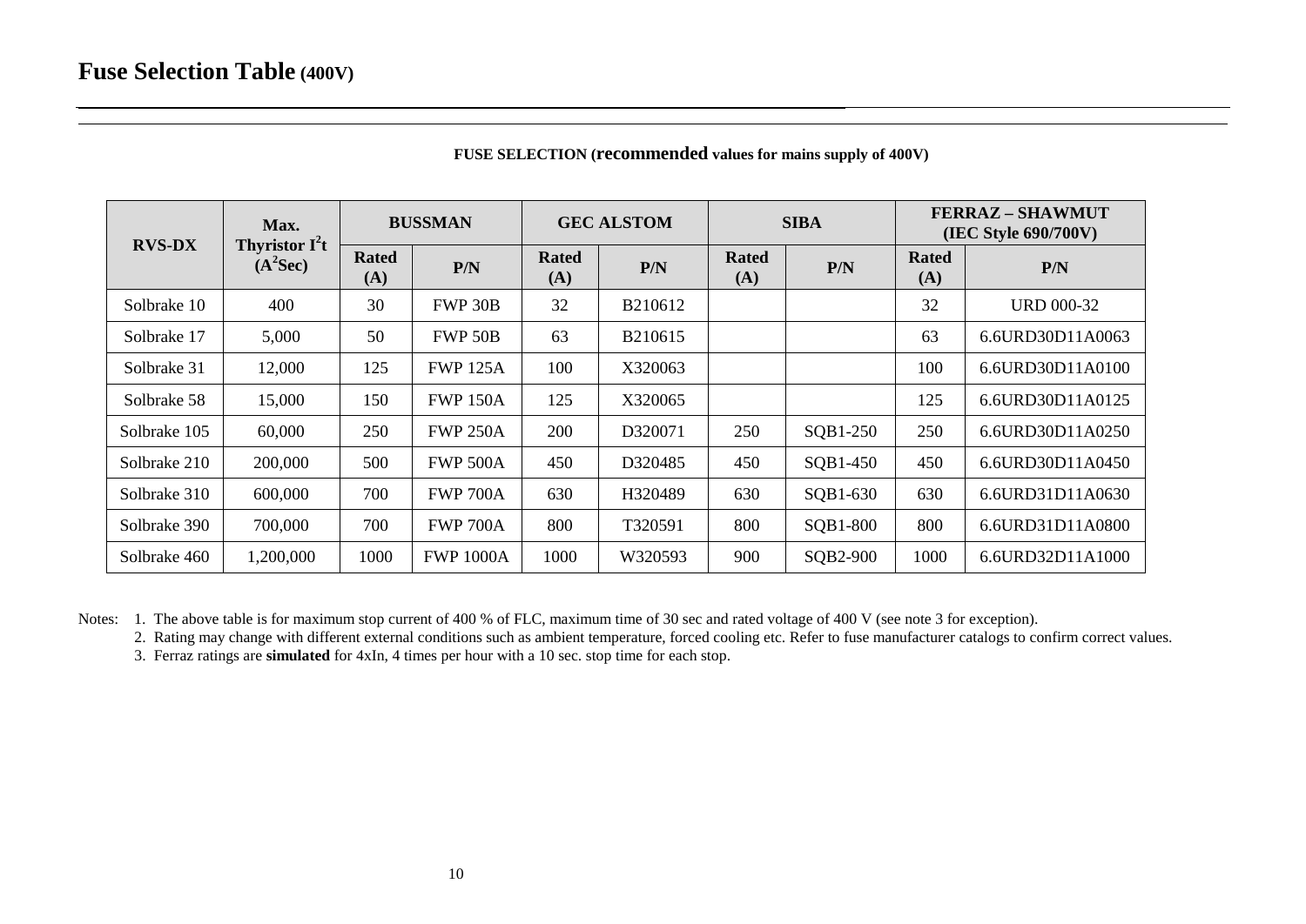# Fuse Selection Table (400V)

**FUSE SELECTION (recommended values for mains supply of 400V)**

| RVS-DX | Max. Thyristor $I^2t$ ($A^2Sec$) | BUSSMAN | | GEC ALSTOM | | SIBA | | FERRAZ – SHAWMUT (IEC Style 690/700V) | |
|---|---|---|---|---|---|---|---|---|---|
| | | Rated (A) | P/N | Rated (A) | P/N | Rated (A) | P/N | Rated (A) | P/N |
| Solbrake 10 | 400 | 30 | FWP 30B | 32 | B210612 | | | 32 | URD 000-32 |
| Solbrake 17 | 5,000 | 50 | FWP 50B | 63 | B210615 | | | 63 | 6.6URD30D11A0063 |
| Solbrake 31 | 12,000 | 125 | FWP 125A | 100 | X320063 | | | 100 | 6.6URD30D11A0100 |
| Solbrake 58 | 15,000 | 150 | FWP 150A | 125 | X320065 | | | 125 | 6.6URD30D11A0125 |
| Solbrake 105 | 60,000 | 250 | FWP 250A | 200 | D320071 | 250 | SQB1-250 | 250 | 6.6URD30D11A0250 |
| Solbrake 210 | 200,000 | 500 | FWP 500A | 450 | D320485 | 450 | SQB1-450 | 450 | 6.6URD30D11A0450 |
| Solbrake 310 | 600,000 | 700 | FWP 700A | 630 | H320489 | 630 | SQB1-630 | 630 | 6.6URD31D11A0630 |
| Solbrake 390 | 700,000 | 700 | FWP 700A | 800 | T320591 | 800 | SQB1-800 | 800 | 6.6URD31D11A0800 |
| Solbrake 460 | 1,200,000 | 1000 | FWP 1000A | 1000 | W320593 | 900 | SQB2-900 | 1000 | 6.6URD32D11A1000 |

Notes:
1. The above table is for maximum stop current of 400 % of FLC, maximum time of 30 sec and rated voltage of 400 V (see note 3 for exception).
2. Rating may change with different external conditions such as ambient temperature, forced cooling etc. Refer to fuse manufacturer catalogs to confirm correct values.
3. Ferraz ratings are **simulated** for 4xIn, 4 times per hour with a 10 sec. stop time for each stop.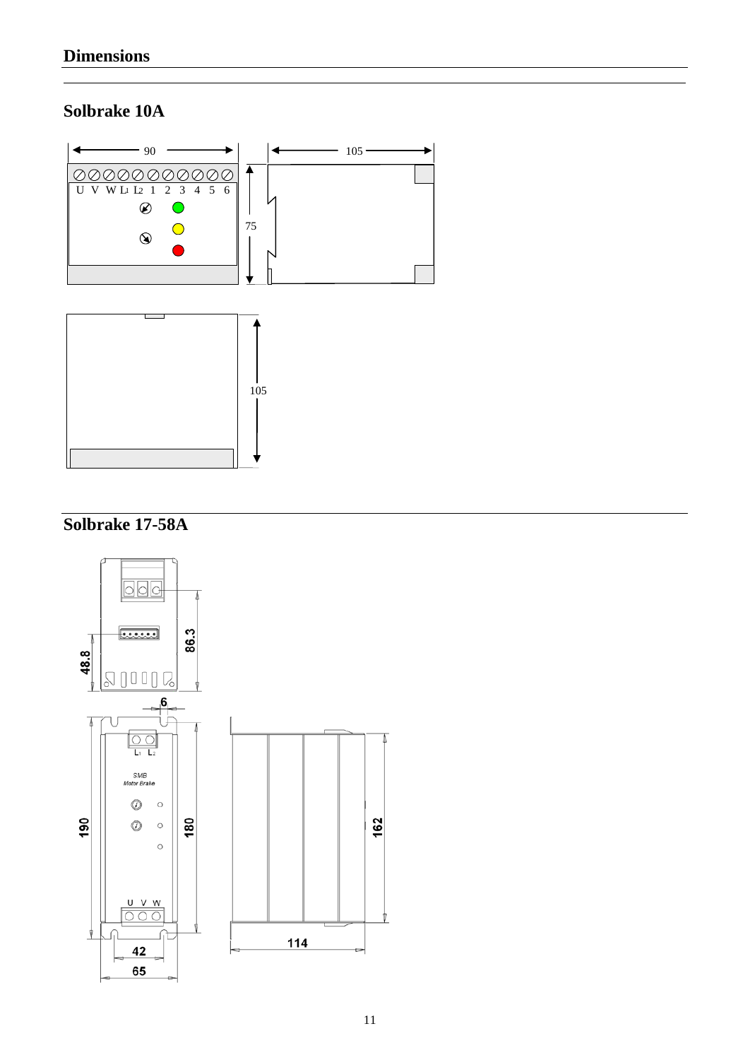## Dimensions

### Solbrake 10A

### Solbrake 17-58A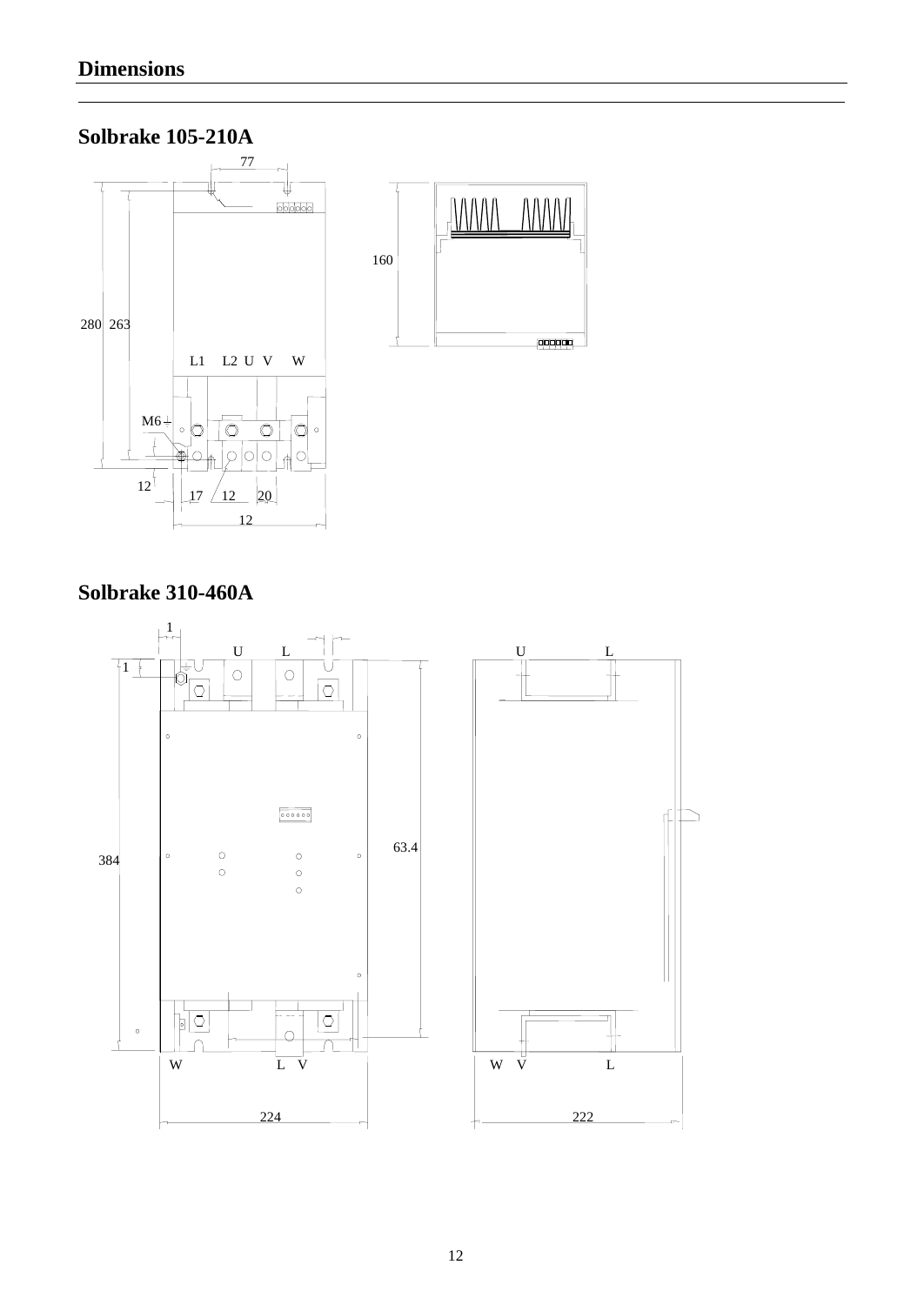# Dimensions

## Solbrake 105-210A

77

160

280 263

L1 L2 U V W

M6

12

17 12 20

12

## Solbrake 310-460A

1

U L

1

63.4

384

W L V

224

U L

W V L

222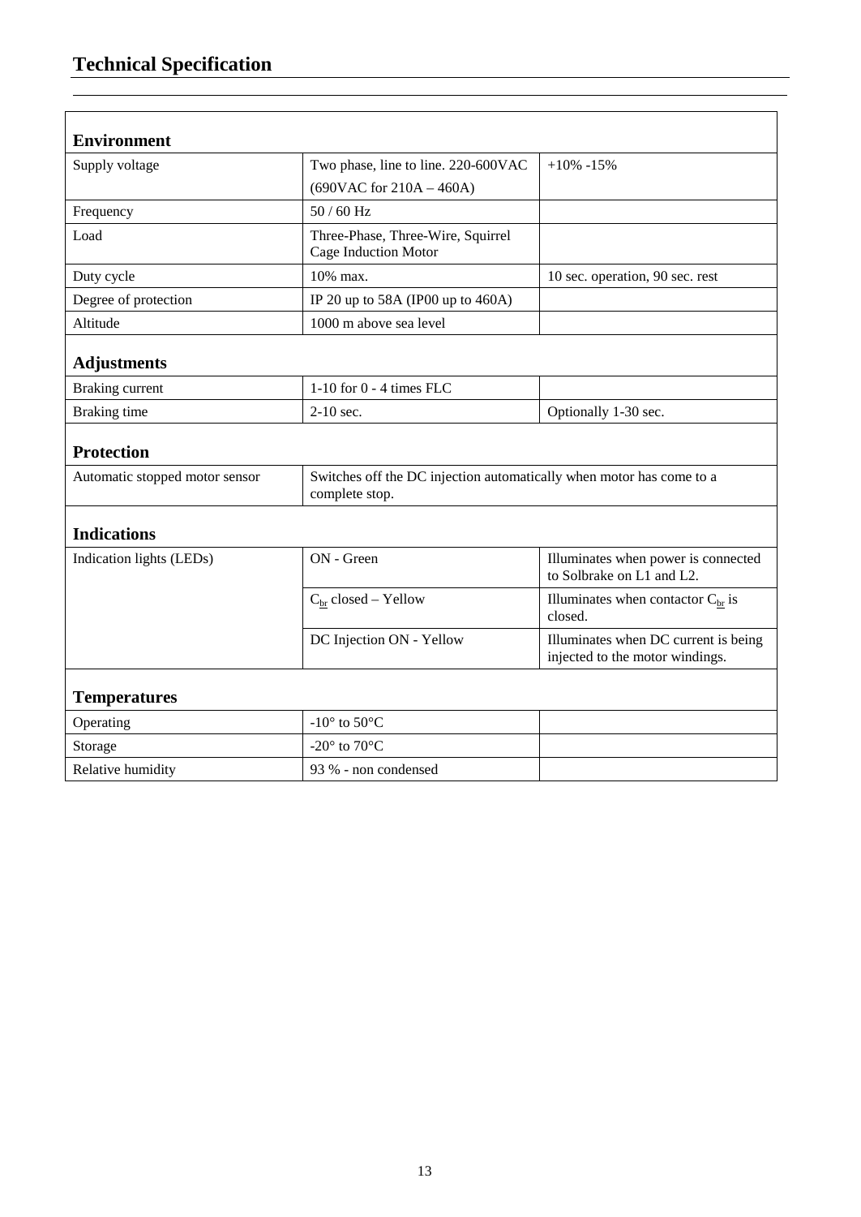# Technical Specification

| **Environment** | | |
|---|---|---|
| Supply voltage | Two phase, line to line. 220-600VAC (690VAC for 210A – 460A) | +10% -15% |
| Frequency | 50 / 60 Hz | |
| Load | Three-Phase, Three-Wire, Squirrel Cage Induction Motor | |
| Duty cycle | 10% max. | 10 sec. operation, 90 sec. rest |
| Degree of protection | IP 20 up to 58A (IP00 up to 460A) | |
| Altitude | 1000 m above sea level | |
| **Adjustments** | | |
| Braking current | 1-10 for 0 - 4 times FLC | |
| Braking time | 2-10 sec. | Optionally 1-30 sec. |
| **Protection** | | |
| Automatic stopped motor sensor | Switches off the DC injection automatically when motor has come to a complete stop. | |
| **Indications** | | |
| Indication lights (LEDs) | ON - Green | Illuminates when power is connected to Solbrake on L1 and L2. |
| | $C_{br}$ closed – Yellow | Illuminates when contactor $C_{br}$ is closed. |
| | DC Injection ON - Yellow | Illuminates when DC current is being injected to the motor windings. |
| **Temperatures** | | |
| Operating | -10° to 50°C | |
| Storage | -20° to 70°C | |
| Relative humidity | 93 % - non condensed | |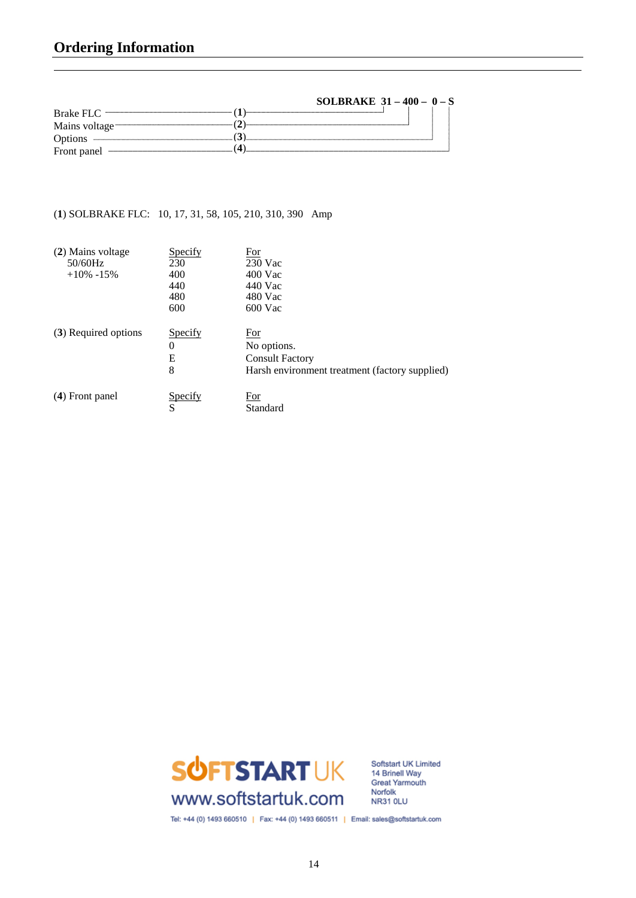## Ordering Information

**SOLBRAKE 31 – 400 – 0 – S**

- Brake FLC —— (1)
- Mains voltage —— (2)
- Options —— (3)
- Front panel —— (4)

(**1**) SOLBRAKE FLC: 10, 17, 31, 58, 105, 210, 310, 390 Amp

| | Specify | For |
|---|---|---|
| (**2**) Mains voltage 50/60Hz +10% -15% | 230 | 230 Vac |
| | 400 | 400 Vac |
| | 440 | 440 Vac |
| | 480 | 480 Vac |
| | 600 | 600 Vac |
| (**3**) Required options | 0 | No options. |
| | E | Consult Factory |
| | 8 | Harsh environment treatment (factory supplied) |
| (**4**) Front panel | S | Standard |

SOFTSTART UK
www.softstartuk.com

Softstart UK Limited
14 Brinell Way
Great Yarmouth
Norfolk
NR31 0LU

Tel: +44 (0) 1493 660510 | Fax: +44 (0) 1493 660511 | Email: sales@softstartuk.com